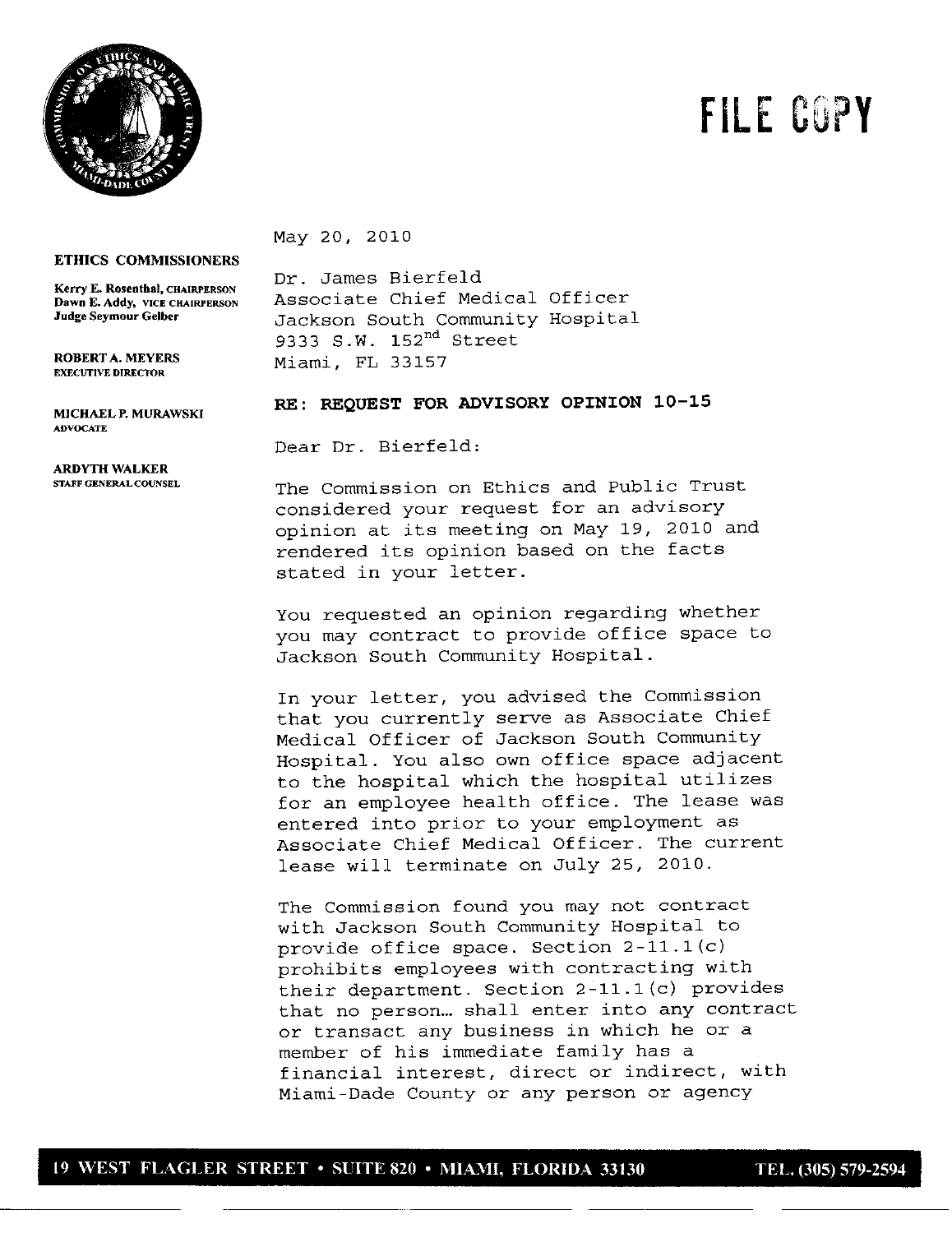FILE COPY

**ETHICS COMMISSIONERS**

**Kerry E. Rosenthal,** CHAIRPERSON
**Dawn E. Addy,** VICE CHAIRPERSON
**Judge Seymour Gelber**

**ROBERT A. MEYERS**
EXECUTIVE DIRECTOR

**MICHAEL P. MURAWSKI**
ADVOCATE

**ARDYTH WALKER**
STAFF GENERAL COUNSEL

May 20, 2010

Dr. James Bierfeld
Associate Chief Medical Officer
Jackson South Community Hospital
9333 S.W. 152nd Street
Miami, FL 33157

**RE: REQUEST FOR ADVISORY OPINION 10-15**

Dear Dr. Bierfeld:

The Commission on Ethics and Public Trust considered your request for an advisory opinion at its meeting on May 19, 2010 and rendered its opinion based on the facts stated in your letter.

You requested an opinion regarding whether you may contract to provide office space to Jackson South Community Hospital.

In your letter, you advised the Commission that you currently serve as Associate Chief Medical Officer of Jackson South Community Hospital. You also own office space adjacent to the hospital which the hospital utilizes for an employee health office. The lease was entered into prior to your employment as Associate Chief Medical Officer. The current lease will terminate on July 25, 2010.

The Commission found you may not contract with Jackson South Community Hospital to provide office space. Section 2-11.1(c) prohibits employees with contracting with their department. Section 2-11.1(c) provides that no person… shall enter into any contract or transact any business in which he or a member of his immediate family has a financial interest, direct or indirect, with Miami-Dade County or any person or agency

19 WEST FLAGLER STREET • SUITE 820 • MIAMI, FLORIDA 33130 TEL. (305) 579-2594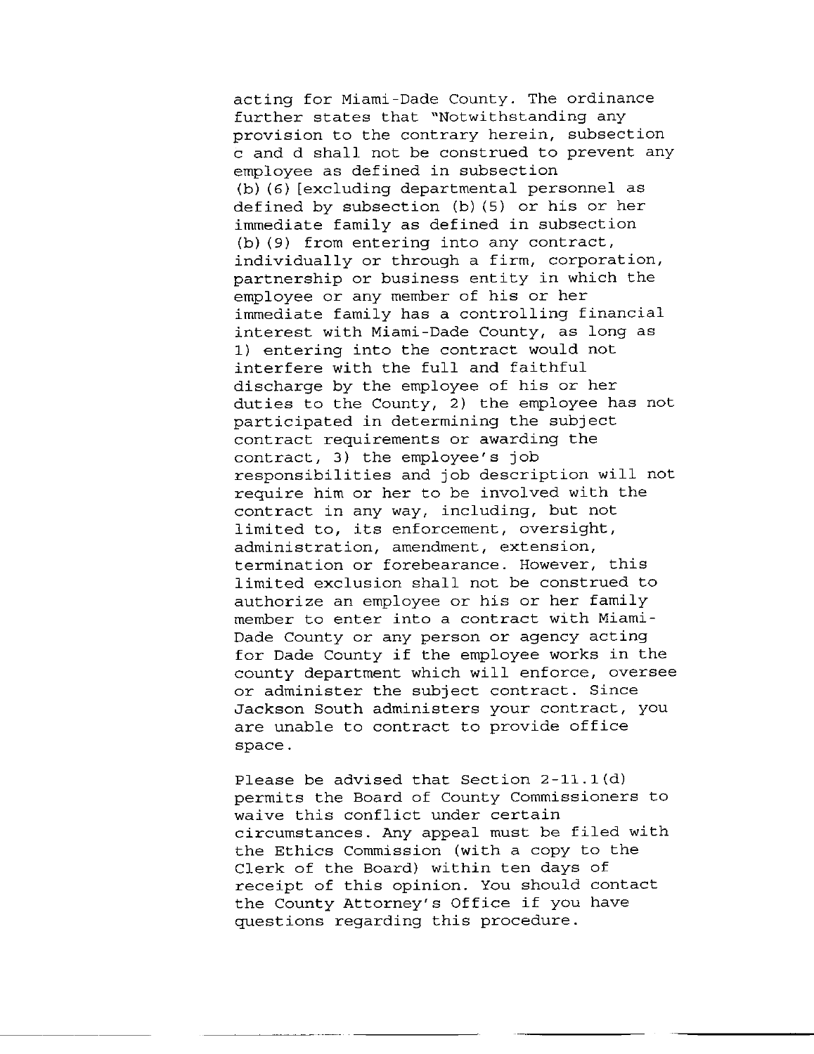acting for Miami-Dade County. The ordinance further states that "Notwithstanding any provision to the contrary herein, subsection c and d shall not be construed to prevent any employee as defined in subsection (b)(6)[excluding departmental personnel as defined by subsection (b)(5) or his or her immediate family as defined in subsection (b)(9) from entering into any contract, individually or through a firm, corporation, partnership or business entity in which the employee or any member of his or her immediate family has a controlling financial interest with Miami-Dade County, as long as 1) entering into the contract would not interfere with the full and faithful discharge by the employee of his or her duties to the County, 2) the employee has not participated in determining the subject contract requirements or awarding the contract, 3) the employee's job responsibilities and job description will not require him or her to be involved with the contract in any way, including, but not limited to, its enforcement, oversight, administration, amendment, extension, termination or forebearance. However, this limited exclusion shall not be construed to authorize an employee or his or her family member to enter into a contract with Miami-Dade County or any person or agency acting for Dade County if the employee works in the county department which will enforce, oversee or administer the subject contract. Since Jackson South administers your contract, you are unable to contract to provide office space.

Please be advised that Section 2-11.1(d) permits the Board of County Commissioners to waive this conflict under certain circumstances. Any appeal must be filed with the Ethics Commission (with a copy to the Clerk of the Board) within ten days of receipt of this opinion. You should contact the County Attorney's Office if you have questions regarding this procedure.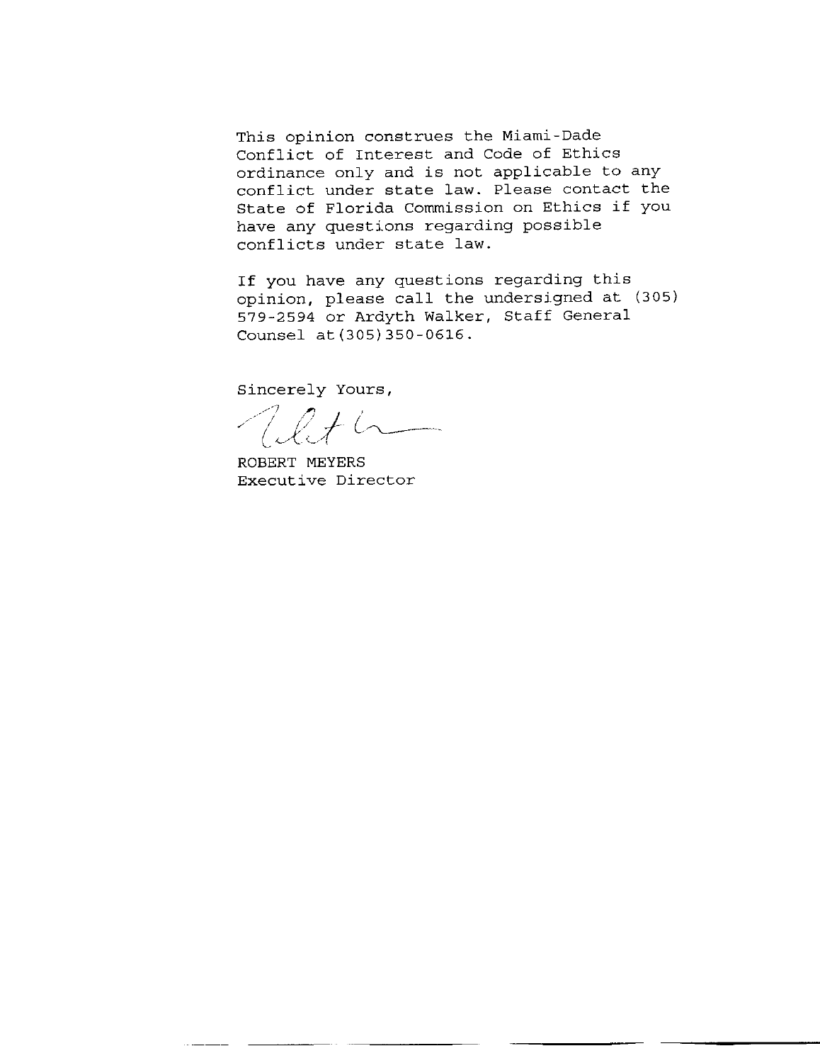This opinion construes the Miami-Dade Conflict of Interest and Code of Ethics ordinance only and is not applicable to any conflict under state law. Please contact the State of Florida Commission on Ethics if you have any questions regarding possible conflicts under state law.

If you have any questions regarding this opinion, please call the undersigned at (305) 579-2594 or Ardyth Walker, Staff General Counsel at(305)350-0616.

Sincerely Yours,

ROBERT MEYERS
Executive Director